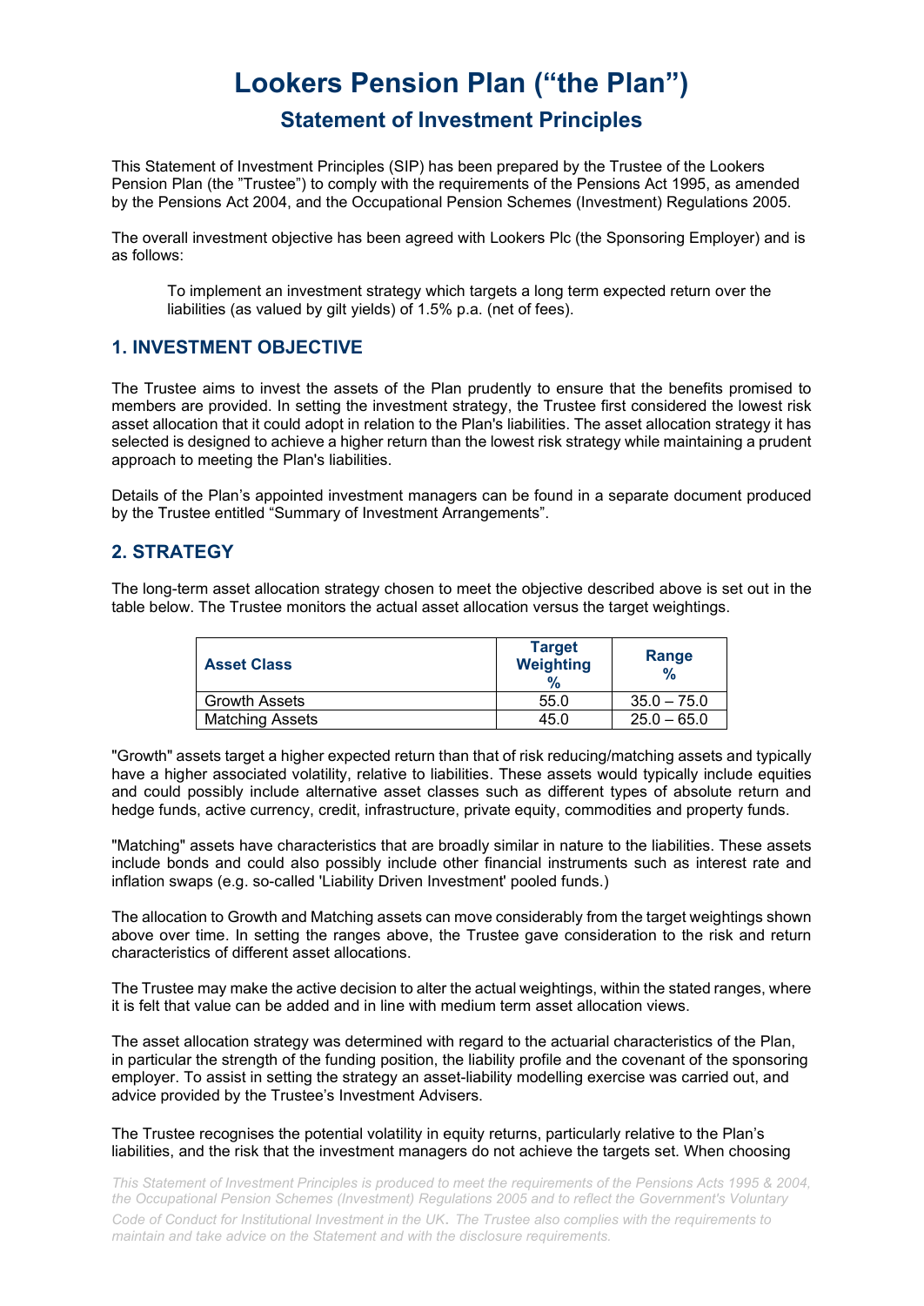# Lookers Pension Plan ("the Plan")

## Statement of Investment Principles

This Statement of Investment Principles (SIP) has been prepared by the Trustee of the Lookers Pension Plan (the "Trustee") to comply with the requirements of the Pensions Act 1995, as amended by the Pensions Act 2004, and the Occupational Pension Schemes (Investment) Regulations 2005.

The overall investment objective has been agreed with Lookers Plc (the Sponsoring Employer) and is as follows:

> To implement an investment strategy which targets a long term expected return over the liabilities (as valued by gilt yields) of 1.5% p.a. (net of fees).

## 1. INVESTMENT OBJECTIVE

The Trustee aims to invest the assets of the Plan prudently to ensure that the benefits promised to members are provided. In setting the investment strategy, the Trustee first considered the lowest risk asset allocation that it could adopt in relation to the Plan's liabilities. The asset allocation strategy it has selected is designed to achieve a higher return than the lowest risk strategy while maintaining a prudent approach to meeting the Plan's liabilities.

Details of the Plan's appointed investment managers can be found in a separate document produced by the Trustee entitled "Summary of Investment Arrangements".

## 2. STRATEGY

The long-term asset allocation strategy chosen to meet the objective described above is set out in the table below. The Trustee monitors the actual asset allocation versus the target weightings.

| Asset Class | Target Weighting % | Range % |
| --- | --- | --- |
| Growth Assets | 55.0 | 35.0 – 75.0 |
| Matching Assets | 45.0 | 25.0 – 65.0 |

"Growth" assets target a higher expected return than that of risk reducing/matching assets and typically have a higher associated volatility, relative to liabilities. These assets would typically include equities and could possibly include alternative asset classes such as different types of absolute return and hedge funds, active currency, credit, infrastructure, private equity, commodities and property funds.

"Matching" assets have characteristics that are broadly similar in nature to the liabilities. These assets include bonds and could also possibly include other financial instruments such as interest rate and inflation swaps (e.g. so-called 'Liability Driven Investment' pooled funds.)

The allocation to Growth and Matching assets can move considerably from the target weightings shown above over time. In setting the ranges above, the Trustee gave consideration to the risk and return characteristics of different asset allocations.

The Trustee may make the active decision to alter the actual weightings, within the stated ranges, where it is felt that value can be added and in line with medium term asset allocation views.

The asset allocation strategy was determined with regard to the actuarial characteristics of the Plan, in particular the strength of the funding position, the liability profile and the covenant of the sponsoring employer. To assist in setting the strategy an asset-liability modelling exercise was carried out, and advice provided by the Trustee's Investment Advisers.

The Trustee recognises the potential volatility in equity returns, particularly relative to the Plan's liabilities, and the risk that the investment managers do not achieve the targets set. When choosing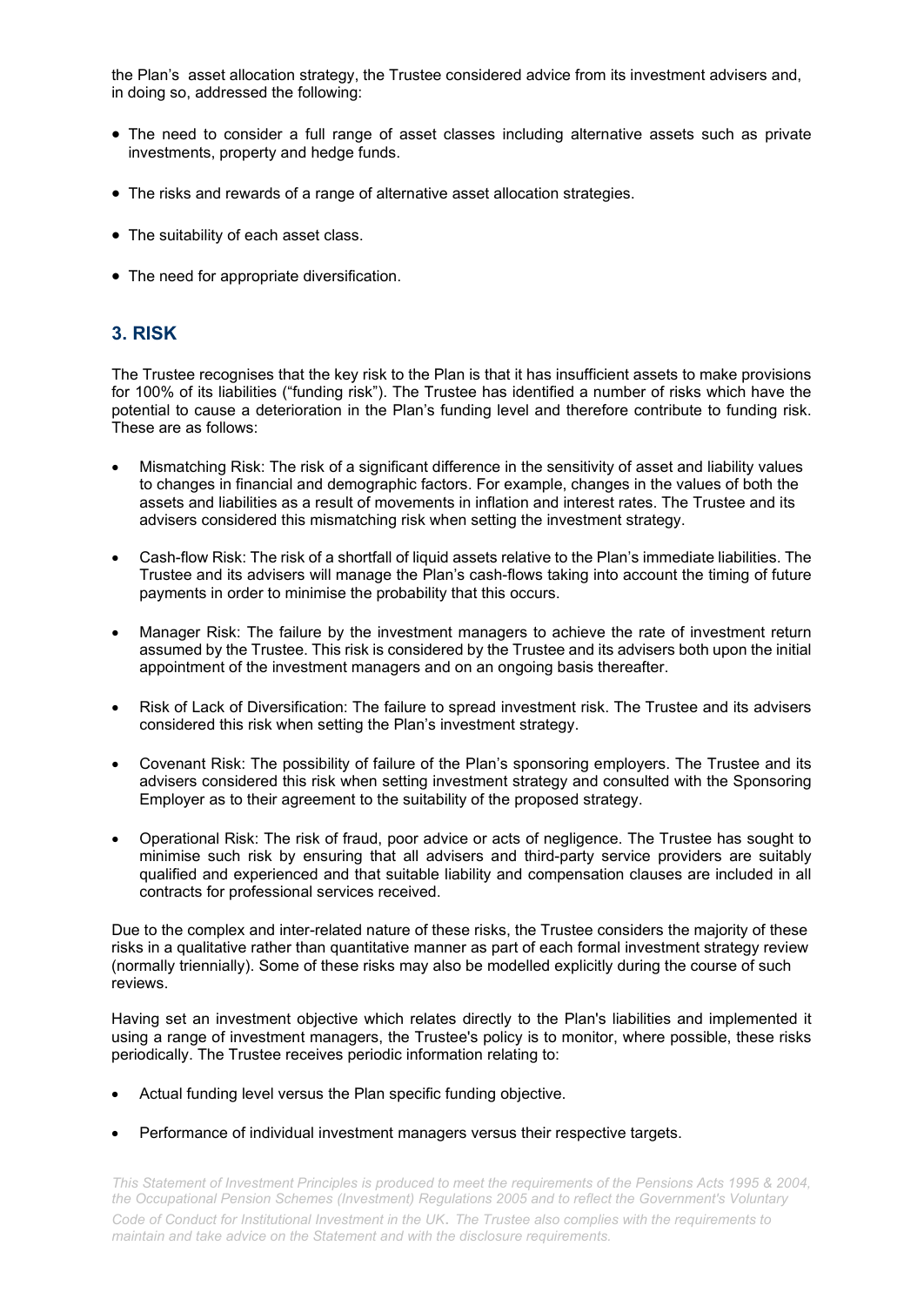the Plan's asset allocation strategy, the Trustee considered advice from its investment advisers and, in doing so, addressed the following:

- The need to consider a full range of asset classes including alternative assets such as private investments, property and hedge funds.
- The risks and rewards of a range of alternative asset allocation strategies.
- The suitability of each asset class.
- The need for appropriate diversification.

## 3. RISK

The Trustee recognises that the key risk to the Plan is that it has insufficient assets to make provisions for 100% of its liabilities ("funding risk"). The Trustee has identified a number of risks which have the potential to cause a deterioration in the Plan's funding level and therefore contribute to funding risk. These are as follows:

- Mismatching Risk: The risk of a significant difference in the sensitivity of asset and liability values to changes in financial and demographic factors. For example, changes in the values of both the assets and liabilities as a result of movements in inflation and interest rates. The Trustee and its advisers considered this mismatching risk when setting the investment strategy.
- Cash-flow Risk: The risk of a shortfall of liquid assets relative to the Plan's immediate liabilities. The Trustee and its advisers will manage the Plan's cash-flows taking into account the timing of future payments in order to minimise the probability that this occurs.
- Manager Risk: The failure by the investment managers to achieve the rate of investment return assumed by the Trustee. This risk is considered by the Trustee and its advisers both upon the initial appointment of the investment managers and on an ongoing basis thereafter.
- Risk of Lack of Diversification: The failure to spread investment risk. The Trustee and its advisers considered this risk when setting the Plan's investment strategy.
- Covenant Risk: The possibility of failure of the Plan's sponsoring employers. The Trustee and its advisers considered this risk when setting investment strategy and consulted with the Sponsoring Employer as to their agreement to the suitability of the proposed strategy.
- Operational Risk: The risk of fraud, poor advice or acts of negligence. The Trustee has sought to minimise such risk by ensuring that all advisers and third-party service providers are suitably qualified and experienced and that suitable liability and compensation clauses are included in all contracts for professional services received.

Due to the complex and inter-related nature of these risks, the Trustee considers the majority of these risks in a qualitative rather than quantitative manner as part of each formal investment strategy review (normally triennially). Some of these risks may also be modelled explicitly during the course of such reviews.

Having set an investment objective which relates directly to the Plan's liabilities and implemented it using a range of investment managers, the Trustee's policy is to monitor, where possible, these risks periodically. The Trustee receives periodic information relating to:

- Actual funding level versus the Plan specific funding objective.
- Performance of individual investment managers versus their respective targets.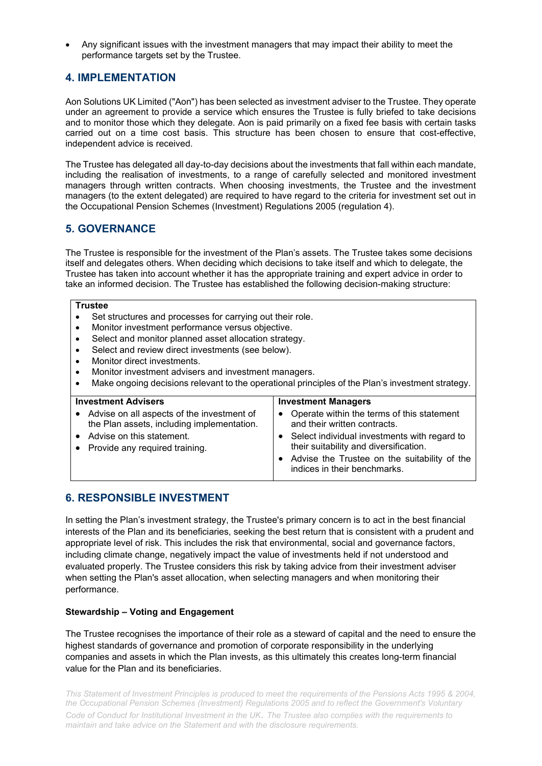- Any significant issues with the investment managers that may impact their ability to meet the performance targets set by the Trustee.

## 4. IMPLEMENTATION

Aon Solutions UK Limited ("Aon") has been selected as investment adviser to the Trustee. They operate under an agreement to provide a service which ensures the Trustee is fully briefed to take decisions and to monitor those which they delegate. Aon is paid primarily on a fixed fee basis with certain tasks carried out on a time cost basis. This structure has been chosen to ensure that cost-effective, independent advice is received.

The Trustee has delegated all day-to-day decisions about the investments that fall within each mandate, including the realisation of investments, to a range of carefully selected and monitored investment managers through written contracts. When choosing investments, the Trustee and the investment managers (to the extent delegated) are required to have regard to the criteria for investment set out in the Occupational Pension Schemes (Investment) Regulations 2005 (regulation 4).

## 5. GOVERNANCE

The Trustee is responsible for the investment of the Plan's assets. The Trustee takes some decisions itself and delegates others. When deciding which decisions to take itself and which to delegate, the Trustee has taken into account whether it has the appropriate training and expert advice in order to take an informed decision. The Trustee has established the following decision-making structure:

**Trustee**

- Set structures and processes for carrying out their role.
- Monitor investment performance versus objective.
- Select and monitor planned asset allocation strategy.
- Select and review direct investments (see below).
- Monitor direct investments.
- Monitor investment advisers and investment managers.
- Make ongoing decisions relevant to the operational principles of the Plan's investment strategy.

| Investment Advisers | Investment Managers |
|---|---|
| • Advise on all aspects of the investment of the Plan assets, including implementation.<br>• Advise on this statement.<br>• Provide any required training. | • Operate within the terms of this statement and their written contracts.<br>• Select individual investments with regard to their suitability and diversification.<br>• Advise the Trustee on the suitability of the indices in their benchmarks. |

## 6. RESPONSIBLE INVESTMENT

In setting the Plan's investment strategy, the Trustee's primary concern is to act in the best financial interests of the Plan and its beneficiaries, seeking the best return that is consistent with a prudent and appropriate level of risk. This includes the risk that environmental, social and governance factors, including climate change, negatively impact the value of investments held if not understood and evaluated properly. The Trustee considers this risk by taking advice from their investment adviser when setting the Plan's asset allocation, when selecting managers and when monitoring their performance.

**Stewardship – Voting and Engagement**

The Trustee recognises the importance of their role as a steward of capital and the need to ensure the highest standards of governance and promotion of corporate responsibility in the underlying companies and assets in which the Plan invests, as this ultimately creates long-term financial value for the Plan and its beneficiaries.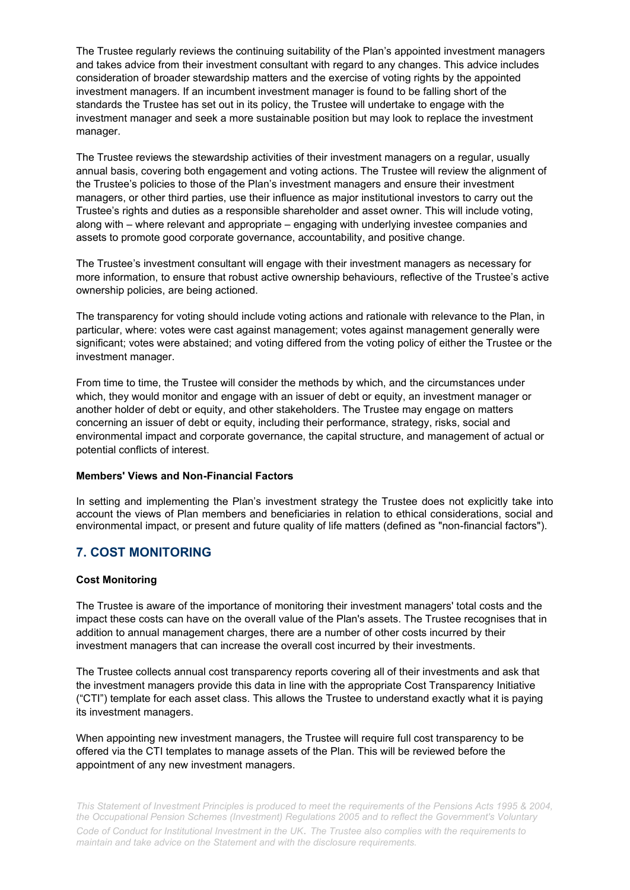The Trustee regularly reviews the continuing suitability of the Plan's appointed investment managers and takes advice from their investment consultant with regard to any changes. This advice includes consideration of broader stewardship matters and the exercise of voting rights by the appointed investment managers. If an incumbent investment manager is found to be falling short of the standards the Trustee has set out in its policy, the Trustee will undertake to engage with the investment manager and seek a more sustainable position but may look to replace the investment manager.

The Trustee reviews the stewardship activities of their investment managers on a regular, usually annual basis, covering both engagement and voting actions. The Trustee will review the alignment of the Trustee's policies to those of the Plan's investment managers and ensure their investment managers, or other third parties, use their influence as major institutional investors to carry out the Trustee's rights and duties as a responsible shareholder and asset owner. This will include voting, along with – where relevant and appropriate – engaging with underlying investee companies and assets to promote good corporate governance, accountability, and positive change.

The Trustee's investment consultant will engage with their investment managers as necessary for more information, to ensure that robust active ownership behaviours, reflective of the Trustee's active ownership policies, are being actioned.

The transparency for voting should include voting actions and rationale with relevance to the Plan, in particular, where: votes were cast against management; votes against management generally were significant; votes were abstained; and voting differed from the voting policy of either the Trustee or the investment manager.

From time to time, the Trustee will consider the methods by which, and the circumstances under which, they would monitor and engage with an issuer of debt or equity, an investment manager or another holder of debt or equity, and other stakeholders. The Trustee may engage on matters concerning an issuer of debt or equity, including their performance, strategy, risks, social and environmental impact and corporate governance, the capital structure, and management of actual or potential conflicts of interest.

**Members' Views and Non-Financial Factors**

In setting and implementing the Plan's investment strategy the Trustee does not explicitly take into account the views of Plan members and beneficiaries in relation to ethical considerations, social and environmental impact, or present and future quality of life matters (defined as "non-financial factors").

## 7. COST MONITORING

**Cost Monitoring**

The Trustee is aware of the importance of monitoring their investment managers' total costs and the impact these costs can have on the overall value of the Plan's assets. The Trustee recognises that in addition to annual management charges, there are a number of other costs incurred by their investment managers that can increase the overall cost incurred by their investments.

The Trustee collects annual cost transparency reports covering all of their investments and ask that the investment managers provide this data in line with the appropriate Cost Transparency Initiative ("CTI") template for each asset class. This allows the Trustee to understand exactly what it is paying its investment managers.

When appointing new investment managers, the Trustee will require full cost transparency to be offered via the CTI templates to manage assets of the Plan. This will be reviewed before the appointment of any new investment managers.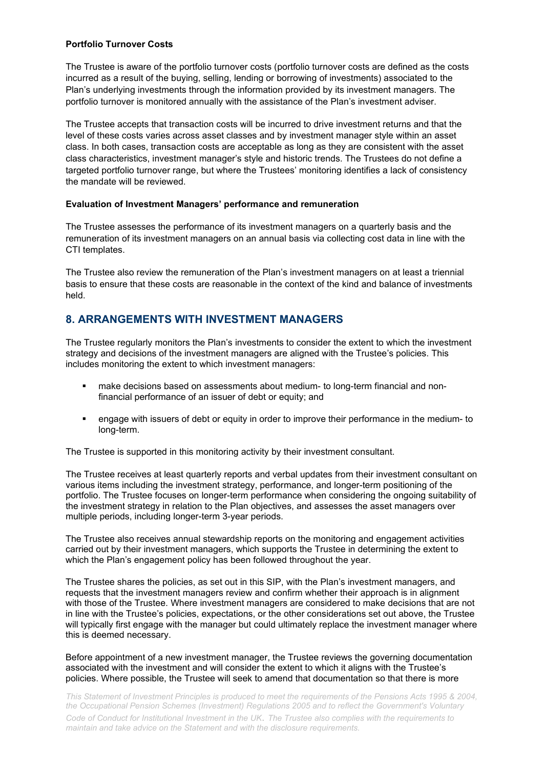**Portfolio Turnover Costs**

The Trustee is aware of the portfolio turnover costs (portfolio turnover costs are defined as the costs incurred as a result of the buying, selling, lending or borrowing of investments) associated to the Plan's underlying investments through the information provided by its investment managers. The portfolio turnover is monitored annually with the assistance of the Plan's investment adviser.

The Trustee accepts that transaction costs will be incurred to drive investment returns and that the level of these costs varies across asset classes and by investment manager style within an asset class. In both cases, transaction costs are acceptable as long as they are consistent with the asset class characteristics, investment manager's style and historic trends. The Trustees do not define a targeted portfolio turnover range, but where the Trustees' monitoring identifies a lack of consistency the mandate will be reviewed.

**Evaluation of Investment Managers' performance and remuneration**

The Trustee assesses the performance of its investment managers on a quarterly basis and the remuneration of its investment managers on an annual basis via collecting cost data in line with the CTI templates.

The Trustee also review the remuneration of the Plan's investment managers on at least a triennial basis to ensure that these costs are reasonable in the context of the kind and balance of investments held.

## 8. ARRANGEMENTS WITH INVESTMENT MANAGERS

The Trustee regularly monitors the Plan's investments to consider the extent to which the investment strategy and decisions of the investment managers are aligned with the Trustee's policies. This includes monitoring the extent to which investment managers:

- make decisions based on assessments about medium- to long-term financial and non-financial performance of an issuer of debt or equity; and
- engage with issuers of debt or equity in order to improve their performance in the medium- to long-term.

The Trustee is supported in this monitoring activity by their investment consultant.

The Trustee receives at least quarterly reports and verbal updates from their investment consultant on various items including the investment strategy, performance, and longer-term positioning of the portfolio. The Trustee focuses on longer-term performance when considering the ongoing suitability of the investment strategy in relation to the Plan objectives, and assesses the asset managers over multiple periods, including longer-term 3-year periods.

The Trustee also receives annual stewardship reports on the monitoring and engagement activities carried out by their investment managers, which supports the Trustee in determining the extent to which the Plan's engagement policy has been followed throughout the year.

The Trustee shares the policies, as set out in this SIP, with the Plan's investment managers, and requests that the investment managers review and confirm whether their approach is in alignment with those of the Trustee. Where investment managers are considered to make decisions that are not in line with the Trustee's policies, expectations, or the other considerations set out above, the Trustee will typically first engage with the manager but could ultimately replace the investment manager where this is deemed necessary.

Before appointment of a new investment manager, the Trustee reviews the governing documentation associated with the investment and will consider the extent to which it aligns with the Trustee's policies. Where possible, the Trustee will seek to amend that documentation so that there is more

*This Statement of Investment Principles is produced to meet the requirements of the Pensions Acts 1995 & 2004, the Occupational Pension Schemes (Investment) Regulations 2005 and to reflect the Government's Voluntary Code of Conduct for Institutional Investment in the UK. The Trustee also complies with the requirements to maintain and take advice on the Statement and with the disclosure requirements.*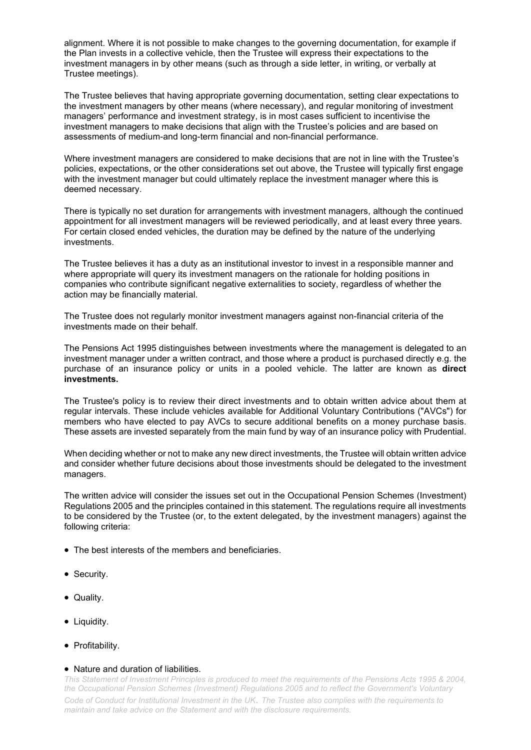alignment. Where it is not possible to make changes to the governing documentation, for example if the Plan invests in a collective vehicle, then the Trustee will express their expectations to the investment managers in by other means (such as through a side letter, in writing, or verbally at Trustee meetings).

The Trustee believes that having appropriate governing documentation, setting clear expectations to the investment managers by other means (where necessary), and regular monitoring of investment managers' performance and investment strategy, is in most cases sufficient to incentivise the investment managers to make decisions that align with the Trustee's policies and are based on assessments of medium-and long-term financial and non-financial performance.

Where investment managers are considered to make decisions that are not in line with the Trustee's policies, expectations, or the other considerations set out above, the Trustee will typically first engage with the investment manager but could ultimately replace the investment manager where this is deemed necessary.

There is typically no set duration for arrangements with investment managers, although the continued appointment for all investment managers will be reviewed periodically, and at least every three years. For certain closed ended vehicles, the duration may be defined by the nature of the underlying investments.

The Trustee believes it has a duty as an institutional investor to invest in a responsible manner and where appropriate will query its investment managers on the rationale for holding positions in companies who contribute significant negative externalities to society, regardless of whether the action may be financially material.

The Trustee does not regularly monitor investment managers against non-financial criteria of the investments made on their behalf.

The Pensions Act 1995 distinguishes between investments where the management is delegated to an investment manager under a written contract, and those where a product is purchased directly e.g. the purchase of an insurance policy or units in a pooled vehicle. The latter are known as **direct investments.**

The Trustee's policy is to review their direct investments and to obtain written advice about them at regular intervals. These include vehicles available for Additional Voluntary Contributions ("AVCs") for members who have elected to pay AVCs to secure additional benefits on a money purchase basis. These assets are invested separately from the main fund by way of an insurance policy with Prudential.

When deciding whether or not to make any new direct investments, the Trustee will obtain written advice and consider whether future decisions about those investments should be delegated to the investment managers.

The written advice will consider the issues set out in the Occupational Pension Schemes (Investment) Regulations 2005 and the principles contained in this statement. The regulations require all investments to be considered by the Trustee (or, to the extent delegated, by the investment managers) against the following criteria:

- The best interests of the members and beneficiaries.
- Security.
- Quality.
- Liquidity.
- Profitability.
- Nature and duration of liabilities.

*This Statement of Investment Principles is produced to meet the requirements of the Pensions Acts 1995 & 2004, the Occupational Pension Schemes (Investment) Regulations 2005 and to reflect the Government's Voluntary Code of Conduct for Institutional Investment in the UK. The Trustee also complies with the requirements to maintain and take advice on the Statement and with the disclosure requirements.*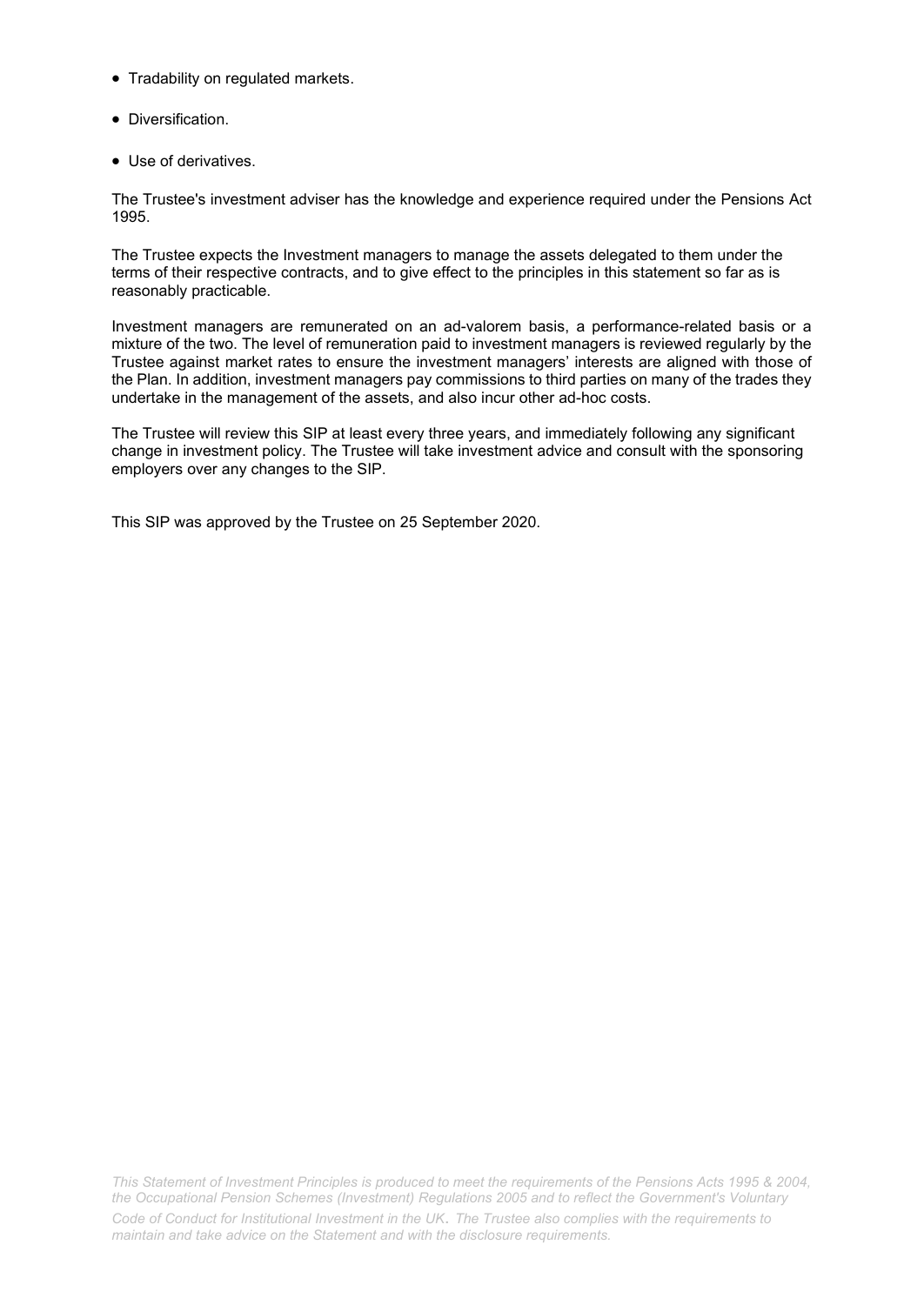- Tradability on regulated markets.
- Diversification.
- Use of derivatives.

The Trustee's investment adviser has the knowledge and experience required under the Pensions Act 1995.

The Trustee expects the Investment managers to manage the assets delegated to them under the terms of their respective contracts, and to give effect to the principles in this statement so far as is reasonably practicable.

Investment managers are remunerated on an ad-valorem basis, a performance-related basis or a mixture of the two. The level of remuneration paid to investment managers is reviewed regularly by the Trustee against market rates to ensure the investment managers' interests are aligned with those of the Plan. In addition, investment managers pay commissions to third parties on many of the trades they undertake in the management of the assets, and also incur other ad-hoc costs.

The Trustee will review this SIP at least every three years, and immediately following any significant change in investment policy. The Trustee will take investment advice and consult with the sponsoring employers over any changes to the SIP.

This SIP was approved by the Trustee on 25 September 2020.

*This Statement of Investment Principles is produced to meet the requirements of the Pensions Acts 1995 & 2004, the Occupational Pension Schemes (Investment) Regulations 2005 and to reflect the Government's Voluntary Code of Conduct for Institutional Investment in the UK. The Trustee also complies with the requirements to maintain and take advice on the Statement and with the disclosure requirements.*